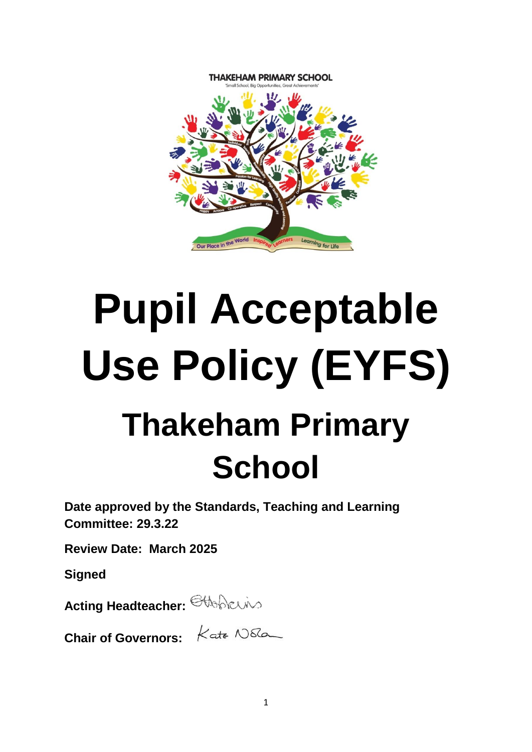THAKEHAM PRIMARY SCHOOL

'Small School, Big Opportunities, Great Achievements'

# Pupil Acceptable Use Policy (EYFS)

## Thakeham Primary School

**Date approved by the Standards, Teaching and Learning Committee: 29.3.22**

**Review Date: March 2025**

**Signed**

**Acting Headteacher:**

**Chair of Governors:**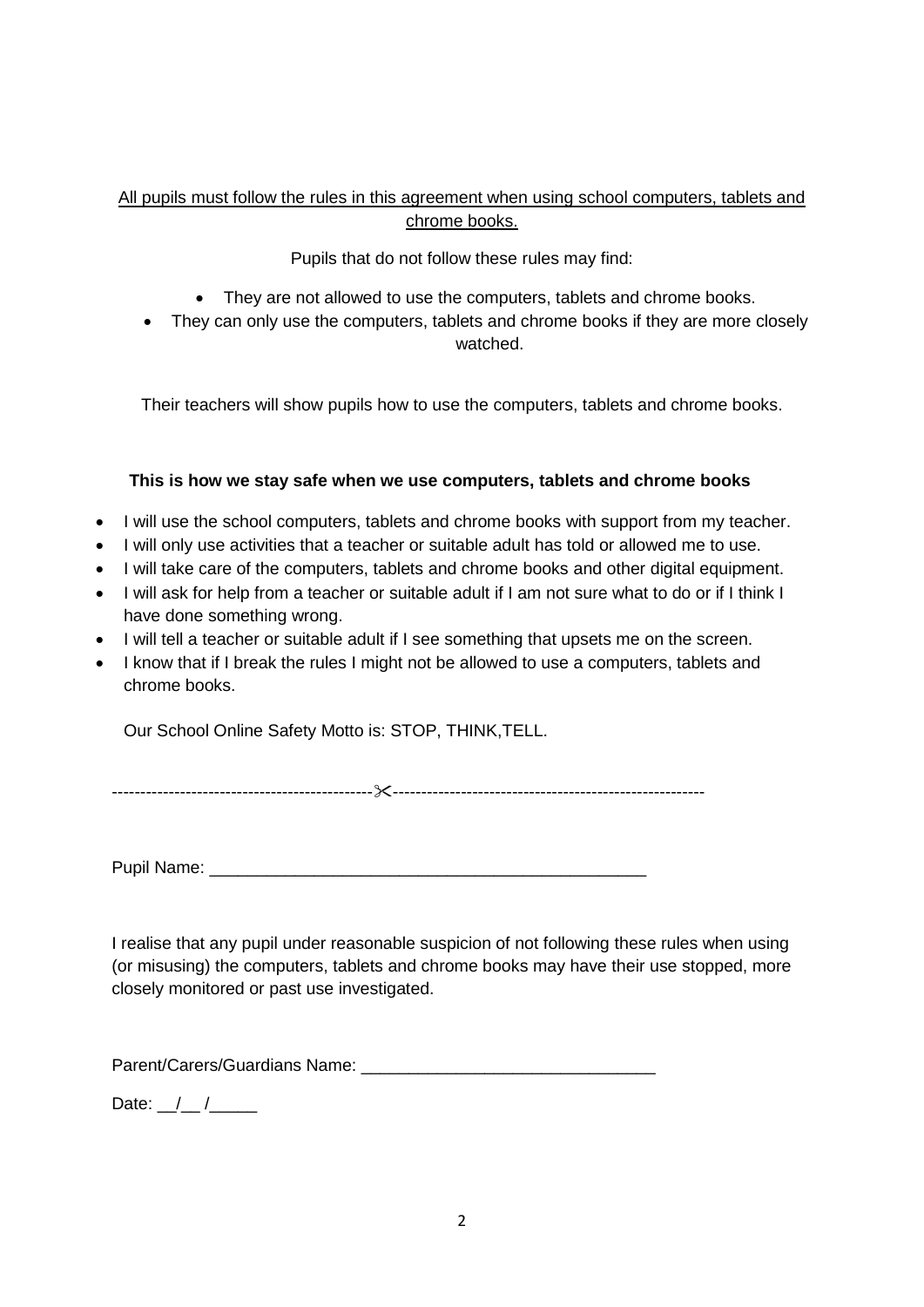All pupils must follow the rules in this agreement when using school computers, tablets and chrome books.

Pupils that do not follow these rules may find:

- They are not allowed to use the computers, tablets and chrome books.
- They can only use the computers, tablets and chrome books if they are more closely watched.

Their teachers will show pupils how to use the computers, tablets and chrome books.

**This is how we stay safe when we use computers, tablets and chrome books**

- I will use the school computers, tablets and chrome books with support from my teacher.
- I will only use activities that a teacher or suitable adult has told or allowed me to use.
- I will take care of the computers, tablets and chrome books and other digital equipment.
- I will ask for help from a teacher or suitable adult if I am not sure what to do or if I think I have done something wrong.
- I will tell a teacher or suitable adult if I see something that upsets me on the screen.
- I know that if I break the rules I might not be allowed to use a computers, tablets and chrome books.

Our School Online Safety Motto is: STOP, THINK,TELL.

----------------------------------------------✂--------------------------------------------------------

Pupil Name: ______________________________________________

I realise that any pupil under reasonable suspicion of not following these rules when using (or misusing) the computers, tablets and chrome books may have their use stopped, more closely monitored or past use investigated.

Parent/Carers/Guardians Name: ______________________________

Date: __/__ /_____